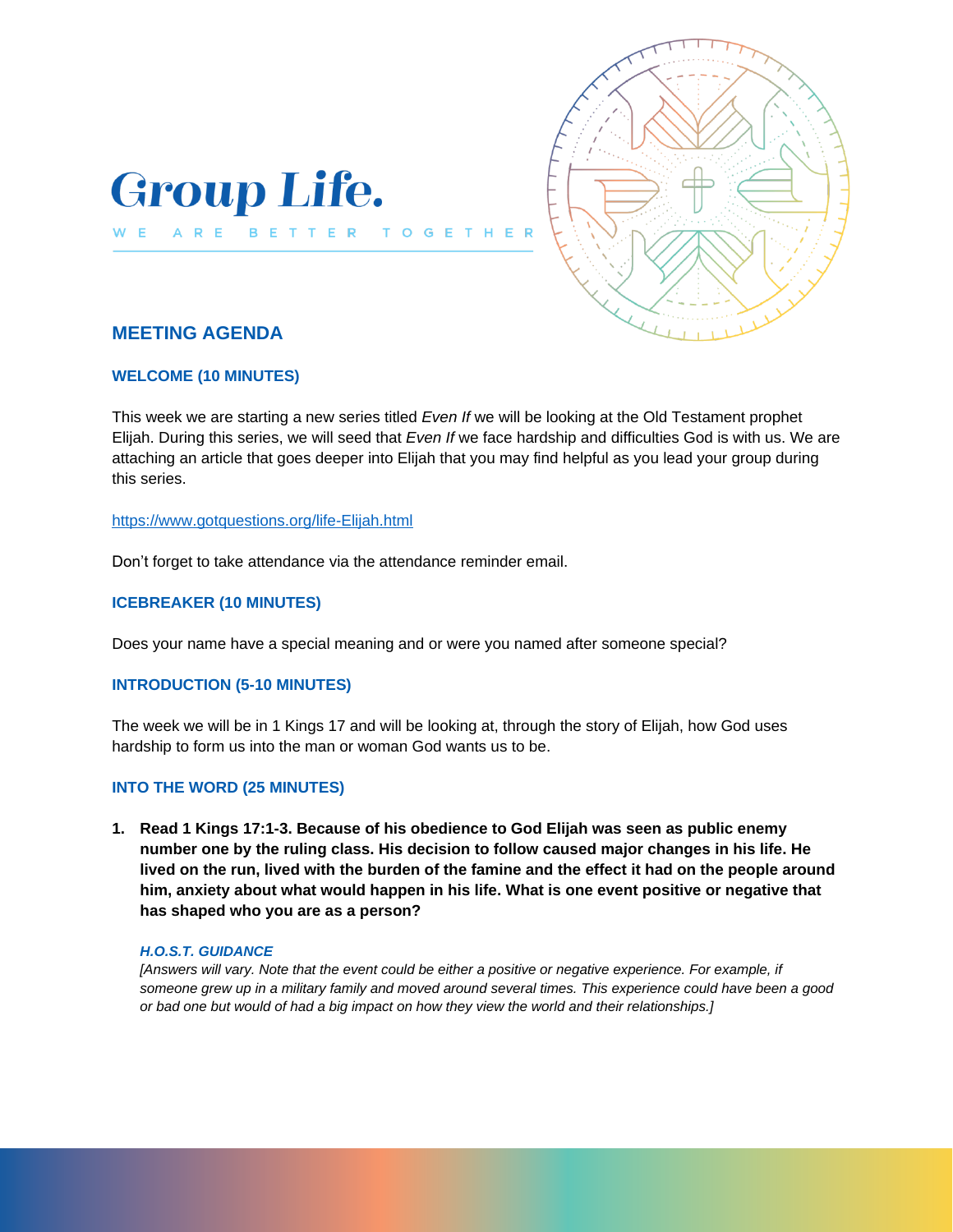# Group Life.

W E   A R E   B E T T E R   T O G E T H E R

## MEETING AGENDA

### WELCOME (10 MINUTES)

This week we are starting a new series titled *Even If* we will be looking at the Old Testament prophet Elijah. During this series, we will seed that *Even If* we face hardship and difficulties God is with us. We are attaching an article that goes deeper into Elijah that you may find helpful as you lead your group during this series.

https://www.gotquestions.org/life-Elijah.html

Don't forget to take attendance via the attendance reminder email.

### ICEBREAKER (10 MINUTES)

Does your name have a special meaning and or were you named after someone special?

### INTRODUCTION (5-10 MINUTES)

The week we will be in 1 Kings 17 and will be looking at, through the story of Elijah, how God uses hardship to form us into the man or woman God wants us to be.

### INTO THE WORD (25 MINUTES)

1. **Read 1 Kings 17:1-3. Because of his obedience to God Elijah was seen as public enemy number one by the ruling class. His decision to follow caused major changes in his life. He lived on the run, lived with the burden of the famine and the effect it had on the people around him, anxiety about what would happen in his life. What is one event positive or negative that has shaped who you are as a person?**

   ***H.O.S.T. GUIDANCE***
   *[Answers will vary. Note that the event could be either a positive or negative experience. For example, if someone grew up in a military family and moved around several times. This experience could have been a good or bad one but would of had a big impact on how they view the world and their relationships.]*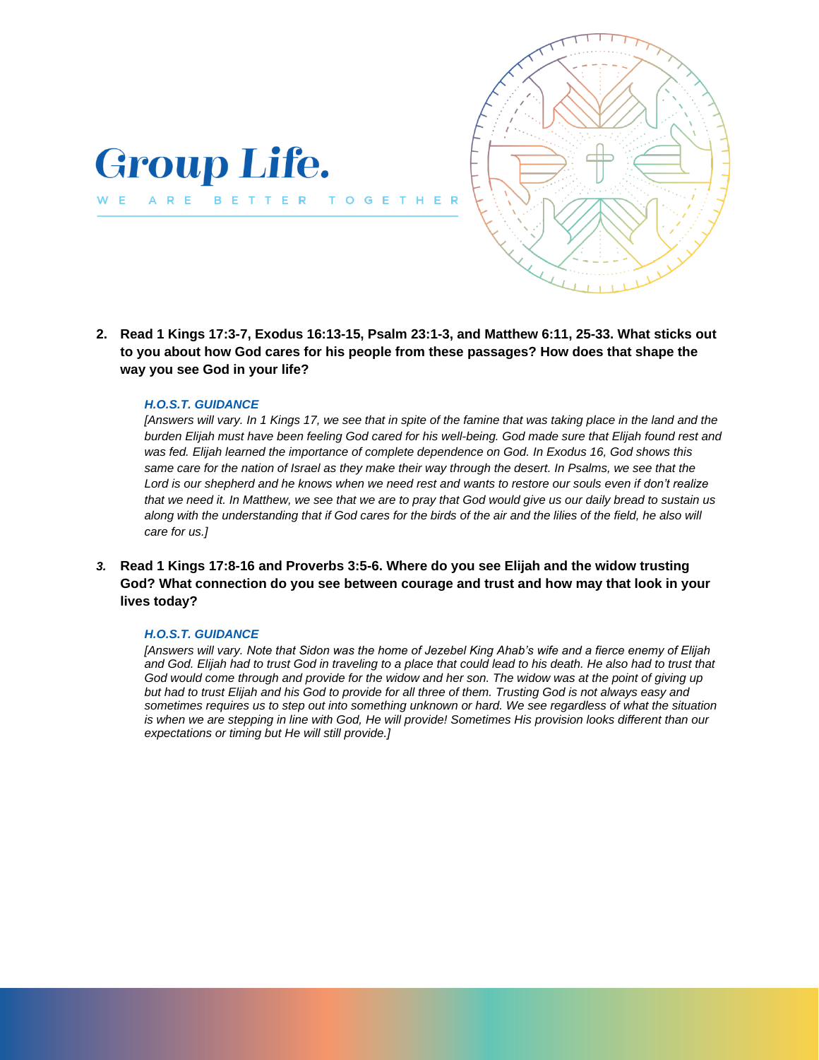# Group Life.

WE ARE BETTER TOGETHER

2. **Read 1 Kings 17:3-7, Exodus 16:13-15, Psalm 23:1-3, and Matthew 6:11, 25-33. What sticks out to you about how God cares for his people from these passages? How does that shape the way you see God in your life?**

   ***H.O.S.T. GUIDANCE***

   *[Answers will vary. In 1 Kings 17, we see that in spite of the famine that was taking place in the land and the burden Elijah must have been feeling God cared for his well-being. God made sure that Elijah found rest and was fed. Elijah learned the importance of complete dependence on God. In Exodus 16, God shows this same care for the nation of Israel as they make their way through the desert. In Psalms, we see that the Lord is our shepherd and he knows when we need rest and wants to restore our souls even if don't realize that we need it. In Matthew, we see that we are to pray that God would give us our daily bread to sustain us along with the understanding that if God cares for the birds of the air and the lilies of the field, he also will care for us.]*

3. **Read 1 Kings 17:8-16 and Proverbs 3:5-6. Where do you see Elijah and the widow trusting God? What connection do you see between courage and trust and how may that look in your lives today?**

   ***H.O.S.T. GUIDANCE***

   *[Answers will vary. Note that Sidon was the home of Jezebel King Ahab's wife and a fierce enemy of Elijah and God. Elijah had to trust God in traveling to a place that could lead to his death. He also had to trust that God would come through and provide for the widow and her son. The widow was at the point of giving up but had to trust Elijah and his God to provide for all three of them. Trusting God is not always easy and sometimes requires us to step out into something unknown or hard. We see regardless of what the situation is when we are stepping in line with God, He will provide! Sometimes His provision looks different than our expectations or timing but He will still provide.]*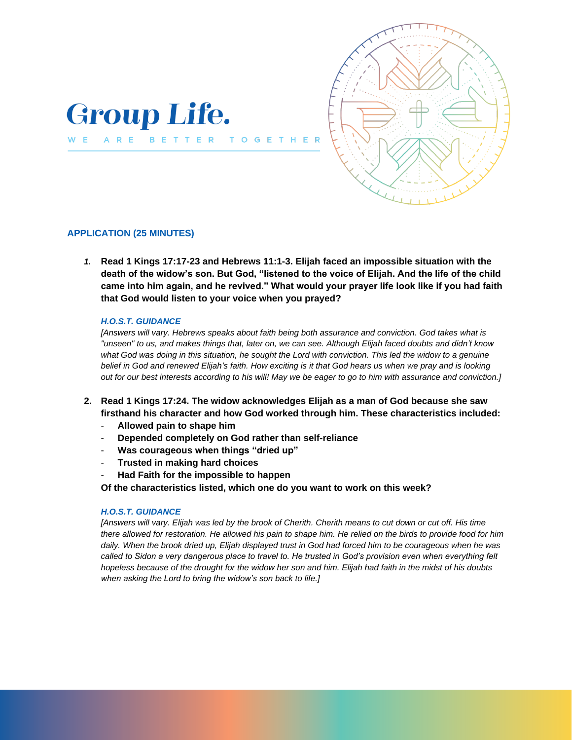# Group Life.

WE ARE BETTER TOGETHER

## APPLICATION (25 MINUTES)

1. **Read 1 Kings 17:17-23 and Hebrews 11:1-3. Elijah faced an impossible situation with the death of the widow's son. But God, "listened to the voice of Elijah. And the life of the child came into him again, and he revived." What would your prayer life look like if you had faith that God would listen to your voice when you prayed?**

   ***H.O.S.T. GUIDANCE***

   *[Answers will vary. Hebrews speaks about faith being both assurance and conviction. God takes what is "unseen" to us, and makes things that, later on, we can see. Although Elijah faced doubts and didn't know what God was doing in this situation, he sought the Lord with conviction. This led the widow to a genuine belief in God and renewed Elijah's faith. How exciting is it that God hears us when we pray and is looking out for our best interests according to his will! May we be eager to go to him with assurance and conviction.]*

2. **Read 1 Kings 17:24. The widow acknowledges Elijah as a man of God because she saw firsthand his character and how God worked through him. These characteristics included:**
   - **Allowed pain to shape him**
   - **Depended completely on God rather than self-reliance**
   - **Was courageous when things "dried up"**
   - **Trusted in making hard choices**
   - **Had Faith for the impossible to happen**

   **Of the characteristics listed, which one do you want to work on this week?**

   ***H.O.S.T. GUIDANCE***

   *[Answers will vary. Elijah was led by the brook of Cherith. Cherith means to cut down or cut off. His time there allowed for restoration. He allowed his pain to shape him. He relied on the birds to provide food for him daily. When the brook dried up, Elijah displayed trust in God had forced him to be courageous when he was called to Sidon a very dangerous place to travel to. He trusted in God's provision even when everything felt hopeless because of the drought for the widow her son and him. Elijah had faith in the midst of his doubts when asking the Lord to bring the widow's son back to life.]*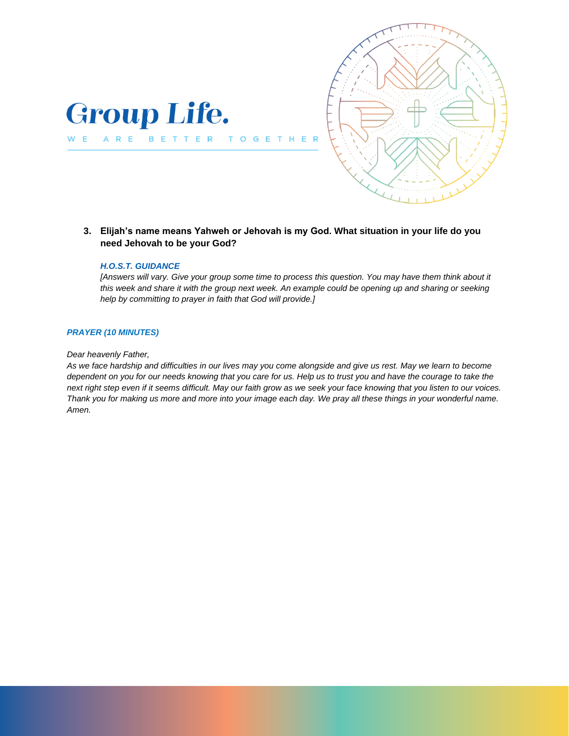# Group Life.

W E   A R E   B E T T E R   T O G E T H E R

3. **Elijah's name means Yahweh or Jehovah is my God. What situation in your life do you need Jehovah to be your God?**

   ***H.O.S.T. GUIDANCE***
   *[Answers will vary. Give your group some time to process this question. You may have them think about it this week and share it with the group next week. An example could be opening up and sharing or seeking help by committing to prayer in faith that God will provide.]*

***PRAYER (10 MINUTES)***

*Dear heavenly Father,*
*As we face hardship and difficulties in our lives may you come alongside and give us rest. May we learn to become dependent on you for our needs knowing that you care for us. Help us to trust you and have the courage to take the next right step even if it seems difficult. May our faith grow as we seek your face knowing that you listen to our voices. Thank you for making us more and more into your image each day. We pray all these things in your wonderful name. Amen.*